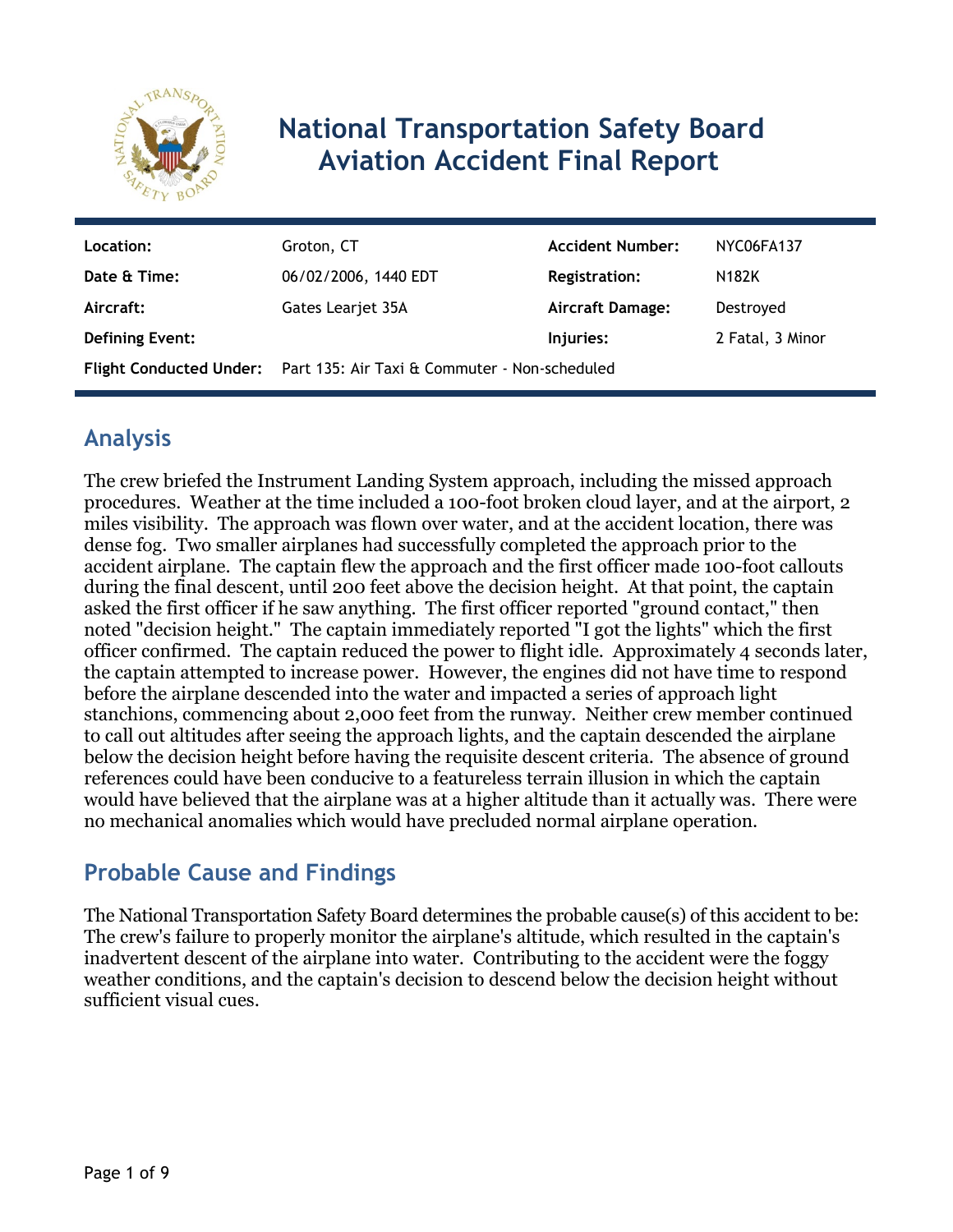# National Transportation Safety Board Aviation Accident Final Report

| Location: | Groton, CT | Accident Number: | NYC06FA137 |
| --- | --- | --- | --- |
| Date & Time: | 06/02/2006, 1440 EDT | Registration: | N182K |
| Aircraft: | Gates Learjet 35A | Aircraft Damage: | Destroyed |
| Defining Event: | | Injuries: | 2 Fatal, 3 Minor |
| Flight Conducted Under: | Part 135: Air Taxi & Commuter - Non-scheduled | | |

## Analysis

The crew briefed the Instrument Landing System approach, including the missed approach procedures. Weather at the time included a 100-foot broken cloud layer, and at the airport, 2 miles visibility. The approach was flown over water, and at the accident location, there was dense fog. Two smaller airplanes had successfully completed the approach prior to the accident airplane. The captain flew the approach and the first officer made 100-foot callouts during the final descent, until 200 feet above the decision height. At that point, the captain asked the first officer if he saw anything. The first officer reported "ground contact," then noted "decision height." The captain immediately reported "I got the lights" which the first officer confirmed. The captain reduced the power to flight idle. Approximately 4 seconds later, the captain attempted to increase power. However, the engines did not have time to respond before the airplane descended into the water and impacted a series of approach light stanchions, commencing about 2,000 feet from the runway. Neither crew member continued to call out altitudes after seeing the approach lights, and the captain descended the airplane below the decision height before having the requisite descent criteria. The absence of ground references could have been conducive to a featureless terrain illusion in which the captain would have believed that the airplane was at a higher altitude than it actually was. There were no mechanical anomalies which would have precluded normal airplane operation.

## Probable Cause and Findings

The National Transportation Safety Board determines the probable cause(s) of this accident to be:
The crew's failure to properly monitor the airplane's altitude, which resulted in the captain's inadvertent descent of the airplane into water. Contributing to the accident were the foggy weather conditions, and the captain's decision to descend below the decision height without sufficient visual cues.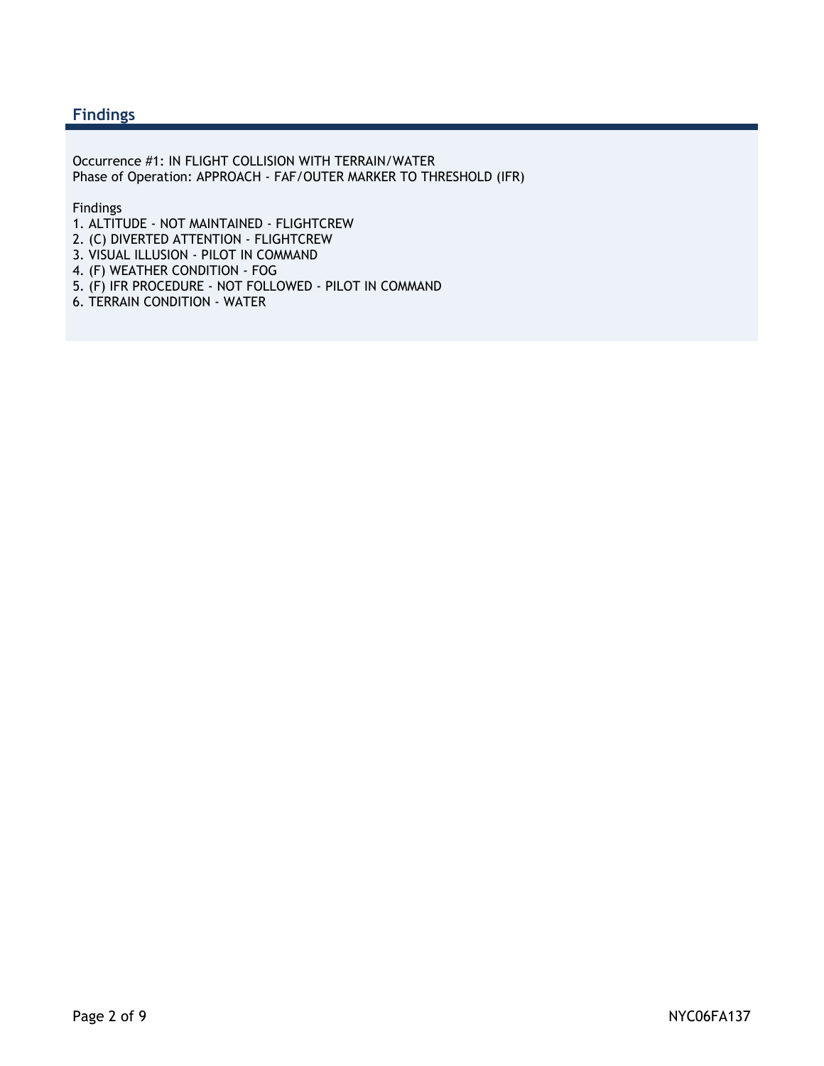## Findings

Occurrence #1: IN FLIGHT COLLISION WITH TERRAIN/WATER
Phase of Operation: APPROACH - FAF/OUTER MARKER TO THRESHOLD (IFR)

Findings

1. ALTITUDE - NOT MAINTAINED - FLIGHTCREW
2. (C) DIVERTED ATTENTION - FLIGHTCREW
3. VISUAL ILLUSION - PILOT IN COMMAND
4. (F) WEATHER CONDITION - FOG
5. (F) IFR PROCEDURE - NOT FOLLOWED - PILOT IN COMMAND
6. TERRAIN CONDITION - WATER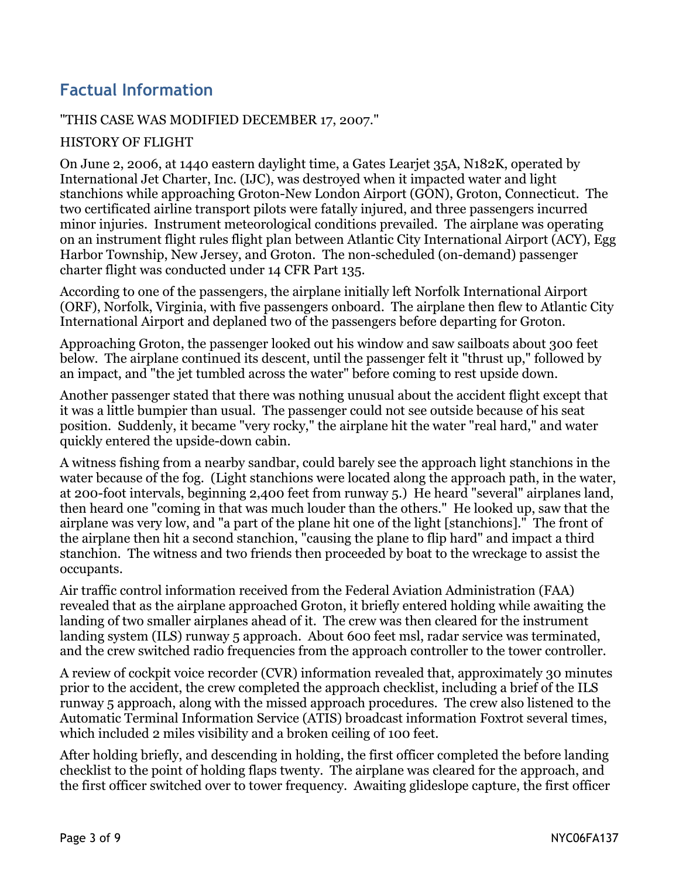## Factual Information

"THIS CASE WAS MODIFIED DECEMBER 17, 2007."

HISTORY OF FLIGHT

On June 2, 2006, at 1440 eastern daylight time, a Gates Learjet 35A, N182K, operated by International Jet Charter, Inc. (IJC), was destroyed when it impacted water and light stanchions while approaching Groton-New London Airport (GON), Groton, Connecticut. The two certificated airline transport pilots were fatally injured, and three passengers incurred minor injuries. Instrument meteorological conditions prevailed. The airplane was operating on an instrument flight rules flight plan between Atlantic City International Airport (ACY), Egg Harbor Township, New Jersey, and Groton. The non-scheduled (on-demand) passenger charter flight was conducted under 14 CFR Part 135.

According to one of the passengers, the airplane initially left Norfolk International Airport (ORF), Norfolk, Virginia, with five passengers onboard. The airplane then flew to Atlantic City International Airport and deplaned two of the passengers before departing for Groton.

Approaching Groton, the passenger looked out his window and saw sailboats about 300 feet below. The airplane continued its descent, until the passenger felt it "thrust up," followed by an impact, and "the jet tumbled across the water" before coming to rest upside down.

Another passenger stated that there was nothing unusual about the accident flight except that it was a little bumpier than usual. The passenger could not see outside because of his seat position. Suddenly, it became "very rocky," the airplane hit the water "real hard," and water quickly entered the upside-down cabin.

A witness fishing from a nearby sandbar, could barely see the approach light stanchions in the water because of the fog. (Light stanchions were located along the approach path, in the water, at 200-foot intervals, beginning 2,400 feet from runway 5.) He heard "several" airplanes land, then heard one "coming in that was much louder than the others." He looked up, saw that the airplane was very low, and "a part of the plane hit one of the light [stanchions]." The front of the airplane then hit a second stanchion, "causing the plane to flip hard" and impact a third stanchion. The witness and two friends then proceeded by boat to the wreckage to assist the occupants.

Air traffic control information received from the Federal Aviation Administration (FAA) revealed that as the airplane approached Groton, it briefly entered holding while awaiting the landing of two smaller airplanes ahead of it. The crew was then cleared for the instrument landing system (ILS) runway 5 approach. About 600 feet msl, radar service was terminated, and the crew switched radio frequencies from the approach controller to the tower controller.

A review of cockpit voice recorder (CVR) information revealed that, approximately 30 minutes prior to the accident, the crew completed the approach checklist, including a brief of the ILS runway 5 approach, along with the missed approach procedures. The crew also listened to the Automatic Terminal Information Service (ATIS) broadcast information Foxtrot several times, which included 2 miles visibility and a broken ceiling of 100 feet.

After holding briefly, and descending in holding, the first officer completed the before landing checklist to the point of holding flaps twenty. The airplane was cleared for the approach, and the first officer switched over to tower frequency. Awaiting glideslope capture, the first officer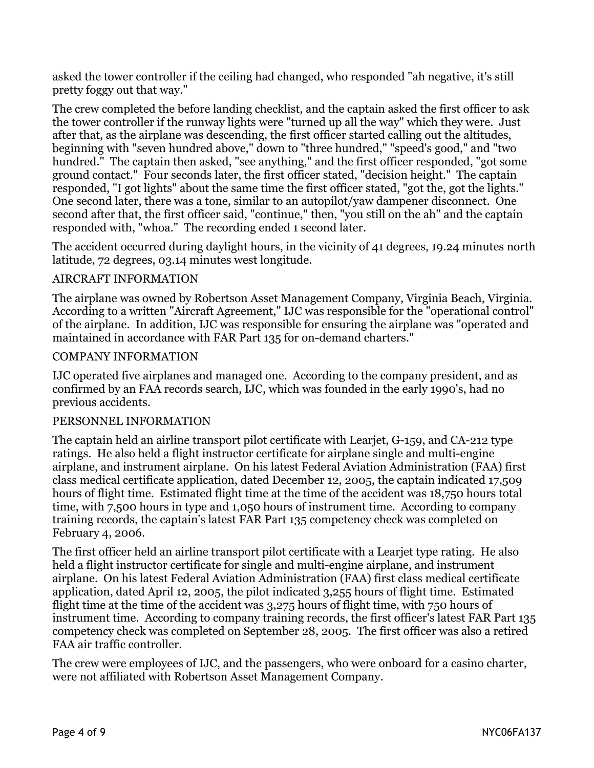asked the tower controller if the ceiling had changed, who responded "ah negative, it's still pretty foggy out that way."

The crew completed the before landing checklist, and the captain asked the first officer to ask the tower controller if the runway lights were "turned up all the way" which they were. Just after that, as the airplane was descending, the first officer started calling out the altitudes, beginning with "seven hundred above," down to "three hundred," "speed's good," and "two hundred." The captain then asked, "see anything," and the first officer responded, "got some ground contact." Four seconds later, the first officer stated, "decision height." The captain responded, "I got lights" about the same time the first officer stated, "got the, got the lights." One second later, there was a tone, similar to an autopilot/yaw dampener disconnect. One second after that, the first officer said, "continue," then, "you still on the ah" and the captain responded with, "whoa." The recording ended 1 second later.

The accident occurred during daylight hours, in the vicinity of 41 degrees, 19.24 minutes north latitude, 72 degrees, 03.14 minutes west longitude.

## AIRCRAFT INFORMATION

The airplane was owned by Robertson Asset Management Company, Virginia Beach, Virginia. According to a written "Aircraft Agreement," IJC was responsible for the "operational control" of the airplane. In addition, IJC was responsible for ensuring the airplane was "operated and maintained in accordance with FAR Part 135 for on-demand charters."

## COMPANY INFORMATION

IJC operated five airplanes and managed one. According to the company president, and as confirmed by an FAA records search, IJC, which was founded in the early 1990's, had no previous accidents.

## PERSONNEL INFORMATION

The captain held an airline transport pilot certificate with Learjet, G-159, and CA-212 type ratings. He also held a flight instructor certificate for airplane single and multi-engine airplane, and instrument airplane. On his latest Federal Aviation Administration (FAA) first class medical certificate application, dated December 12, 2005, the captain indicated 17,509 hours of flight time. Estimated flight time at the time of the accident was 18,750 hours total time, with 7,500 hours in type and 1,050 hours of instrument time. According to company training records, the captain's latest FAR Part 135 competency check was completed on February 4, 2006.

The first officer held an airline transport pilot certificate with a Learjet type rating. He also held a flight instructor certificate for single and multi-engine airplane, and instrument airplane. On his latest Federal Aviation Administration (FAA) first class medical certificate application, dated April 12, 2005, the pilot indicated 3,255 hours of flight time. Estimated flight time at the time of the accident was 3,275 hours of flight time, with 750 hours of instrument time. According to company training records, the first officer's latest FAR Part 135 competency check was completed on September 28, 2005. The first officer was also a retired FAA air traffic controller.

The crew were employees of IJC, and the passengers, who were onboard for a casino charter, were not affiliated with Robertson Asset Management Company.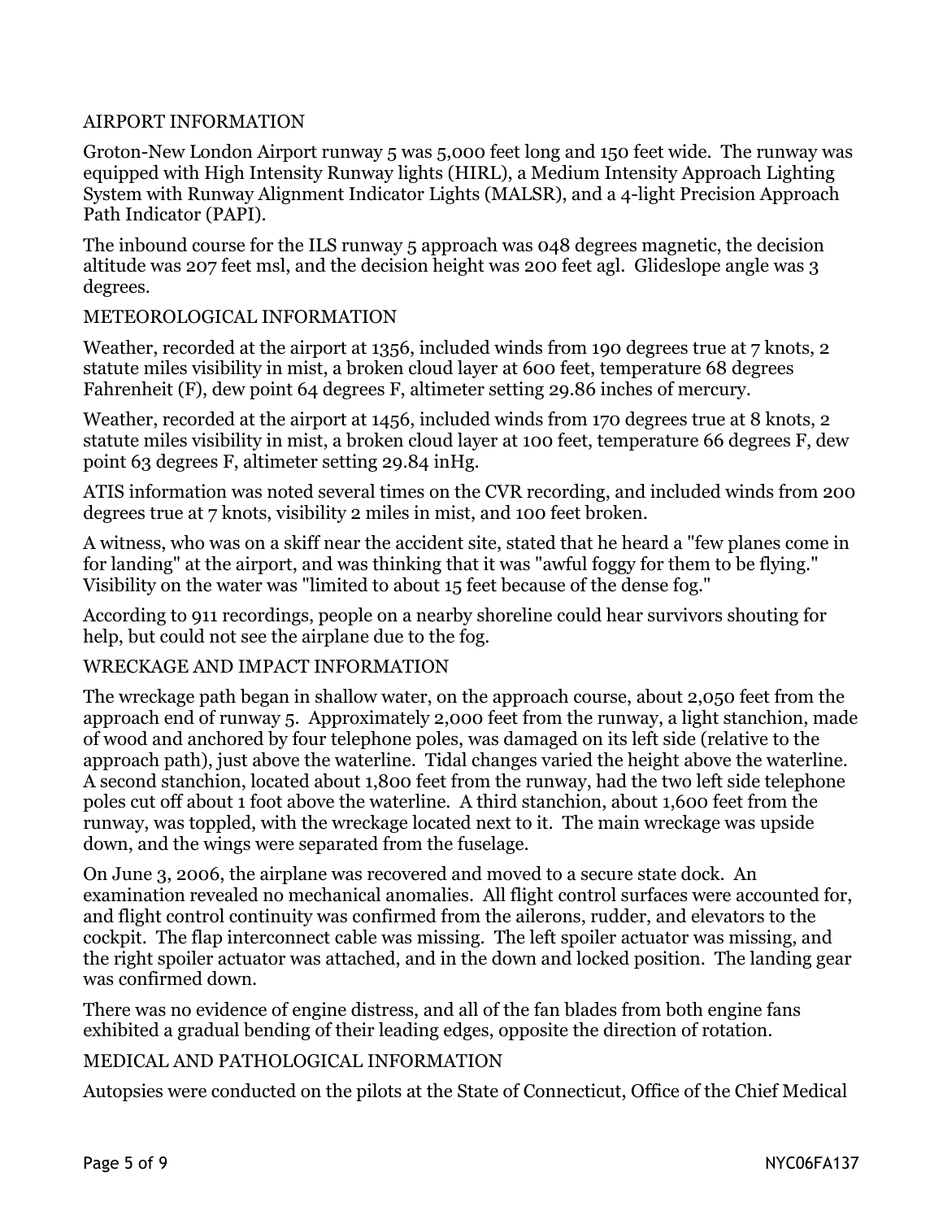## AIRPORT INFORMATION

Groton-New London Airport runway 5 was 5,000 feet long and 150 feet wide. The runway was equipped with High Intensity Runway lights (HIRL), a Medium Intensity Approach Lighting System with Runway Alignment Indicator Lights (MALSR), and a 4-light Precision Approach Path Indicator (PAPI).

The inbound course for the ILS runway 5 approach was 048 degrees magnetic, the decision altitude was 207 feet msl, and the decision height was 200 feet agl. Glideslope angle was 3 degrees.

## METEOROLOGICAL INFORMATION

Weather, recorded at the airport at 1356, included winds from 190 degrees true at 7 knots, 2 statute miles visibility in mist, a broken cloud layer at 600 feet, temperature 68 degrees Fahrenheit (F), dew point 64 degrees F, altimeter setting 29.86 inches of mercury.

Weather, recorded at the airport at 1456, included winds from 170 degrees true at 8 knots, 2 statute miles visibility in mist, a broken cloud layer at 100 feet, temperature 66 degrees F, dew point 63 degrees F, altimeter setting 29.84 inHg.

ATIS information was noted several times on the CVR recording, and included winds from 200 degrees true at 7 knots, visibility 2 miles in mist, and 100 feet broken.

A witness, who was on a skiff near the accident site, stated that he heard a "few planes come in for landing" at the airport, and was thinking that it was "awful foggy for them to be flying." Visibility on the water was "limited to about 15 feet because of the dense fog."

According to 911 recordings, people on a nearby shoreline could hear survivors shouting for help, but could not see the airplane due to the fog.

## WRECKAGE AND IMPACT INFORMATION

The wreckage path began in shallow water, on the approach course, about 2,050 feet from the approach end of runway 5. Approximately 2,000 feet from the runway, a light stanchion, made of wood and anchored by four telephone poles, was damaged on its left side (relative to the approach path), just above the waterline. Tidal changes varied the height above the waterline. A second stanchion, located about 1,800 feet from the runway, had the two left side telephone poles cut off about 1 foot above the waterline. A third stanchion, about 1,600 feet from the runway, was toppled, with the wreckage located next to it. The main wreckage was upside down, and the wings were separated from the fuselage.

On June 3, 2006, the airplane was recovered and moved to a secure state dock. An examination revealed no mechanical anomalies. All flight control surfaces were accounted for, and flight control continuity was confirmed from the ailerons, rudder, and elevators to the cockpit. The flap interconnect cable was missing. The left spoiler actuator was missing, and the right spoiler actuator was attached, and in the down and locked position. The landing gear was confirmed down.

There was no evidence of engine distress, and all of the fan blades from both engine fans exhibited a gradual bending of their leading edges, opposite the direction of rotation.

## MEDICAL AND PATHOLOGICAL INFORMATION

Autopsies were conducted on the pilots at the State of Connecticut, Office of the Chief Medical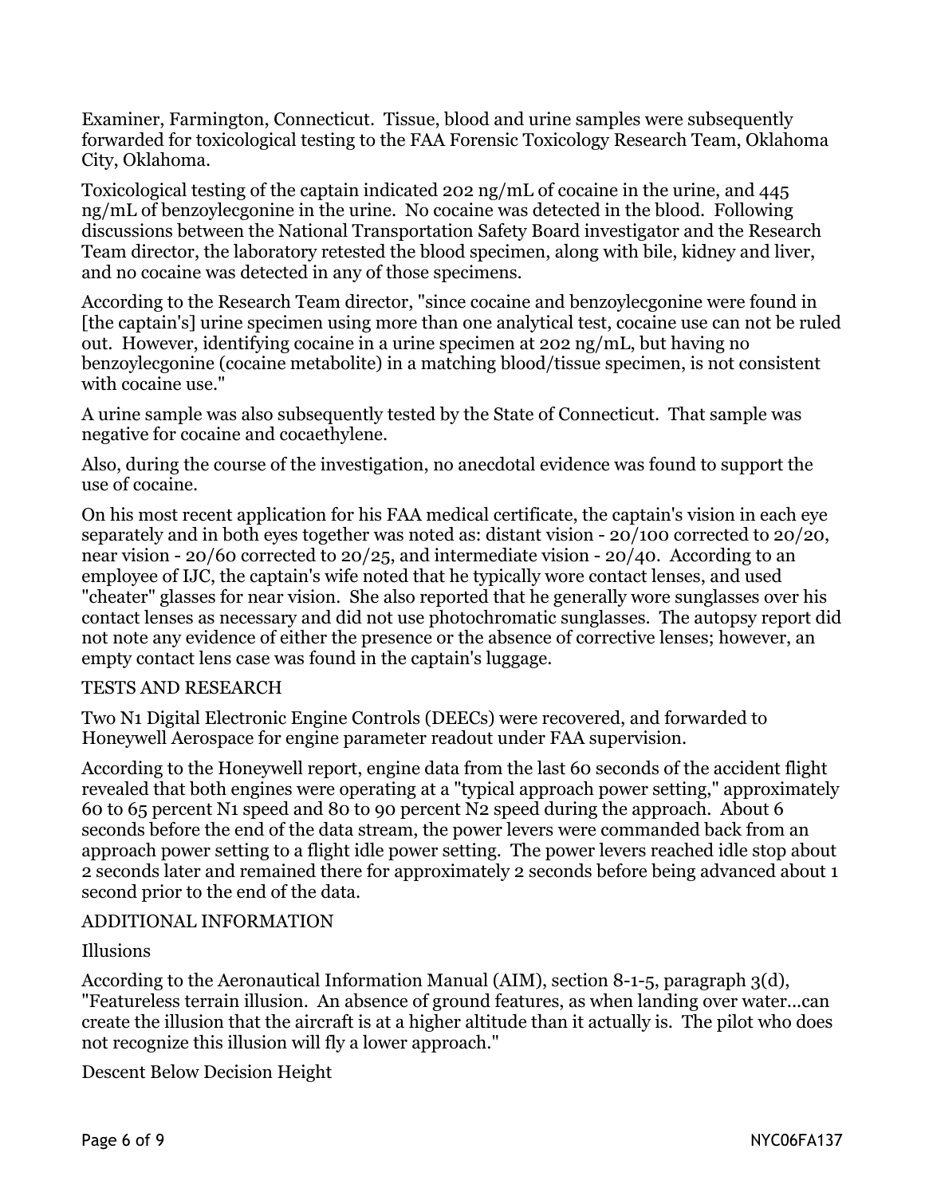Examiner, Farmington, Connecticut. Tissue, blood and urine samples were subsequently forwarded for toxicological testing to the FAA Forensic Toxicology Research Team, Oklahoma City, Oklahoma.

Toxicological testing of the captain indicated 202 ng/mL of cocaine in the urine, and 445 ng/mL of benzoylecgonine in the urine. No cocaine was detected in the blood. Following discussions between the National Transportation Safety Board investigator and the Research Team director, the laboratory retested the blood specimen, along with bile, kidney and liver, and no cocaine was detected in any of those specimens.

According to the Research Team director, "since cocaine and benzoylecgonine were found in [the captain's] urine specimen using more than one analytical test, cocaine use can not be ruled out. However, identifying cocaine in a urine specimen at 202 ng/mL, but having no benzoylecgonine (cocaine metabolite) in a matching blood/tissue specimen, is not consistent with cocaine use."

A urine sample was also subsequently tested by the State of Connecticut. That sample was negative for cocaine and cocaethylene.

Also, during the course of the investigation, no anecdotal evidence was found to support the use of cocaine.

On his most recent application for his FAA medical certificate, the captain's vision in each eye separately and in both eyes together was noted as: distant vision - 20/100 corrected to 20/20, near vision - 20/60 corrected to 20/25, and intermediate vision - 20/40. According to an employee of IJC, the captain's wife noted that he typically wore contact lenses, and used "cheater" glasses for near vision. She also reported that he generally wore sunglasses over his contact lenses as necessary and did not use photochromatic sunglasses. The autopsy report did not note any evidence of either the presence or the absence of corrective lenses; however, an empty contact lens case was found in the captain's luggage.

## TESTS AND RESEARCH

Two N1 Digital Electronic Engine Controls (DEECs) were recovered, and forwarded to Honeywell Aerospace for engine parameter readout under FAA supervision.

According to the Honeywell report, engine data from the last 60 seconds of the accident flight revealed that both engines were operating at a "typical approach power setting," approximately 60 to 65 percent N1 speed and 80 to 90 percent N2 speed during the approach. About 6 seconds before the end of the data stream, the power levers were commanded back from an approach power setting to a flight idle power setting. The power levers reached idle stop about 2 seconds later and remained there for approximately 2 seconds before being advanced about 1 second prior to the end of the data.

## ADDITIONAL INFORMATION

### Illusions

According to the Aeronautical Information Manual (AIM), section 8-1-5, paragraph 3(d), "Featureless terrain illusion. An absence of ground features, as when landing over water...can create the illusion that the aircraft is at a higher altitude than it actually is. The pilot who does not recognize this illusion will fly a lower approach."

### Descent Below Decision Height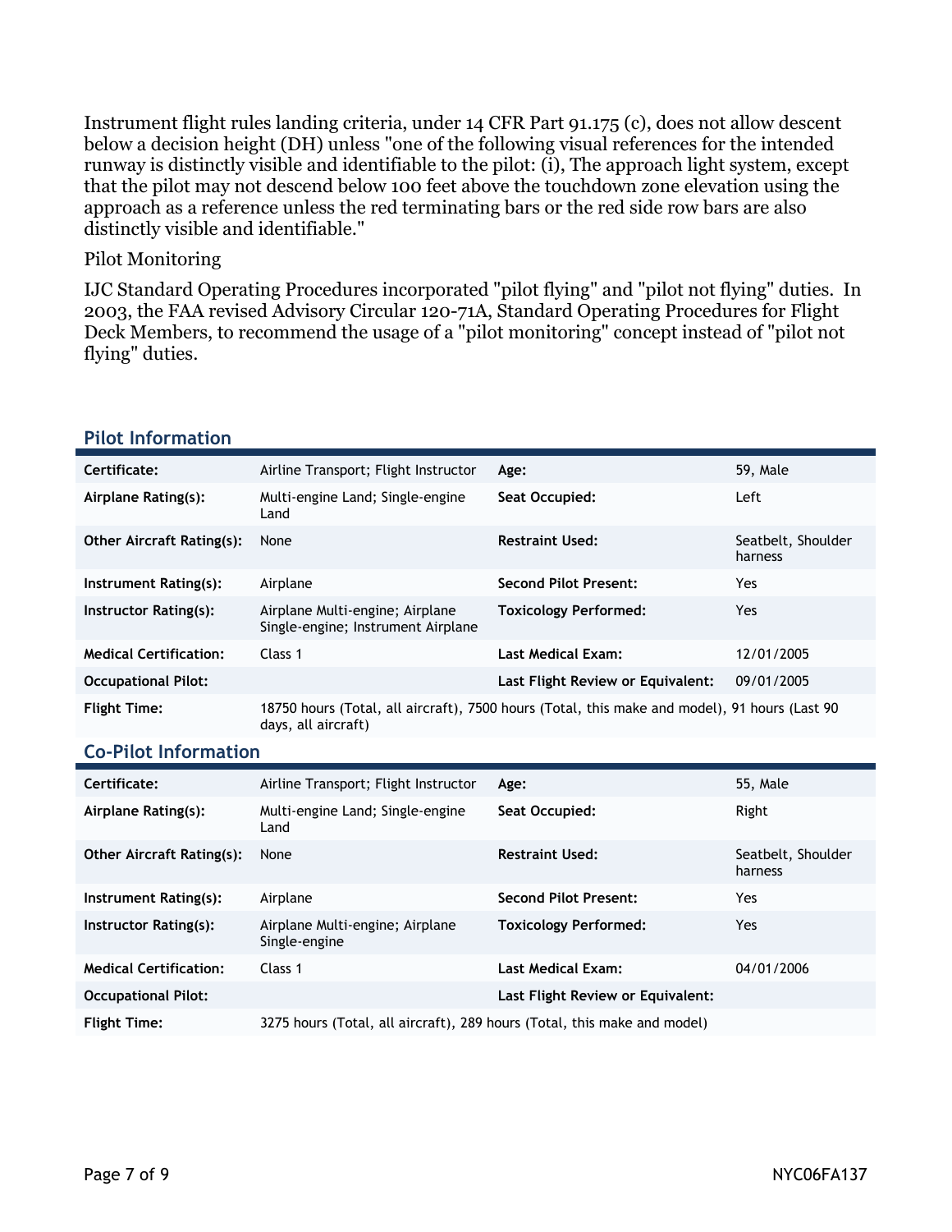Instrument flight rules landing criteria, under 14 CFR Part 91.175 (c), does not allow descent below a decision height (DH) unless "one of the following visual references for the intended runway is distinctly visible and identifiable to the pilot: (i), The approach light system, except that the pilot may not descend below 100 feet above the touchdown zone elevation using the approach as a reference unless the red terminating bars or the red side row bars are also distinctly visible and identifiable."

Pilot Monitoring

IJC Standard Operating Procedures incorporated "pilot flying" and "pilot not flying" duties. In 2003, the FAA revised Advisory Circular 120-71A, Standard Operating Procedures for Flight Deck Members, to recommend the usage of a "pilot monitoring" concept instead of "pilot not flying" duties.

## Pilot Information

| | | | |
|---|---|---|---|
| **Certificate:** | Airline Transport; Flight Instructor | **Age:** | 59, Male |
| **Airplane Rating(s):** | Multi-engine Land; Single-engine Land | **Seat Occupied:** | Left |
| **Other Aircraft Rating(s):** | None | **Restraint Used:** | Seatbelt, Shoulder harness |
| **Instrument Rating(s):** | Airplane | **Second Pilot Present:** | Yes |
| **Instructor Rating(s):** | Airplane Multi-engine; Airplane Single-engine; Instrument Airplane | **Toxicology Performed:** | Yes |
| **Medical Certification:** | Class 1 | **Last Medical Exam:** | 12/01/2005 |
| **Occupational Pilot:** | | **Last Flight Review or Equivalent:** | 09/01/2005 |
| **Flight Time:** | 18750 hours (Total, all aircraft), 7500 hours (Total, this make and model), 91 hours (Last 90 days, all aircraft) | | |

## Co-Pilot Information

| | | | |
|---|---|---|---|
| **Certificate:** | Airline Transport; Flight Instructor | **Age:** | 55, Male |
| **Airplane Rating(s):** | Multi-engine Land; Single-engine Land | **Seat Occupied:** | Right |
| **Other Aircraft Rating(s):** | None | **Restraint Used:** | Seatbelt, Shoulder harness |
| **Instrument Rating(s):** | Airplane | **Second Pilot Present:** | Yes |
| **Instructor Rating(s):** | Airplane Multi-engine; Airplane Single-engine | **Toxicology Performed:** | Yes |
| **Medical Certification:** | Class 1 | **Last Medical Exam:** | 04/01/2006 |
| **Occupational Pilot:** | | **Last Flight Review or Equivalent:** | |
| **Flight Time:** | 3275 hours (Total, all aircraft), 289 hours (Total, this make and model) | | |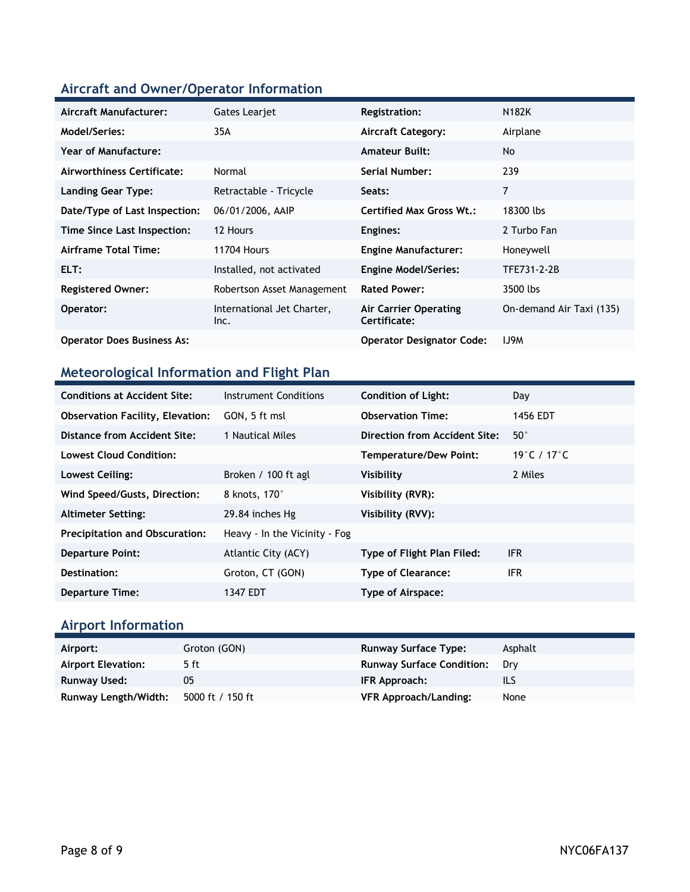## Aircraft and Owner/Operator Information

| Aircraft Manufacturer: | Gates Learjet | Registration: | N182K |
|---|---|---|---|
| Model/Series: | 35A | Aircraft Category: | Airplane |
| Year of Manufacture: | | Amateur Built: | No |
| Airworthiness Certificate: | Normal | Serial Number: | 239 |
| Landing Gear Type: | Retractable - Tricycle | Seats: | 7 |
| Date/Type of Last Inspection: | 06/01/2006, AAIP | Certified Max Gross Wt.: | 18300 lbs |
| Time Since Last Inspection: | 12 Hours | Engines: | 2 Turbo Fan |
| Airframe Total Time: | 11704 Hours | Engine Manufacturer: | Honeywell |
| ELT: | Installed, not activated | Engine Model/Series: | TFE731-2-2B |
| Registered Owner: | Robertson Asset Management | Rated Power: | 3500 lbs |
| Operator: | International Jet Charter, Inc. | Air Carrier Operating Certificate: | On-demand Air Taxi (135) |
| Operator Does Business As: | | Operator Designator Code: | IJ9M |

## Meteorological Information and Flight Plan

| Conditions at Accident Site: | Instrument Conditions | Condition of Light: | Day |
|---|---|---|---|
| Observation Facility, Elevation: | GON, 5 ft msl | Observation Time: | 1456 EDT |
| Distance from Accident Site: | 1 Nautical Miles | Direction from Accident Site: | 50° |
| Lowest Cloud Condition: | | Temperature/Dew Point: | 19°C / 17°C |
| Lowest Ceiling: | Broken / 100 ft agl | Visibility | 2 Miles |
| Wind Speed/Gusts, Direction: | 8 knots, 170° | Visibility (RVR): | |
| Altimeter Setting: | 29.84 inches Hg | Visibility (RVV): | |
| Precipitation and Obscuration: | Heavy - In the Vicinity - Fog | | |
| Departure Point: | Atlantic City (ACY) | Type of Flight Plan Filed: | IFR |
| Destination: | Groton, CT (GON) | Type of Clearance: | IFR |
| Departure Time: | 1347 EDT | Type of Airspace: | |

## Airport Information

| Airport: | Groton (GON) | Runway Surface Type: | Asphalt |
|---|---|---|---|
| Airport Elevation: | 5 ft | Runway Surface Condition: | Dry |
| Runway Used: | 05 | IFR Approach: | ILS |
| Runway Length/Width: | 5000 ft / 150 ft | VFR Approach/Landing: | None |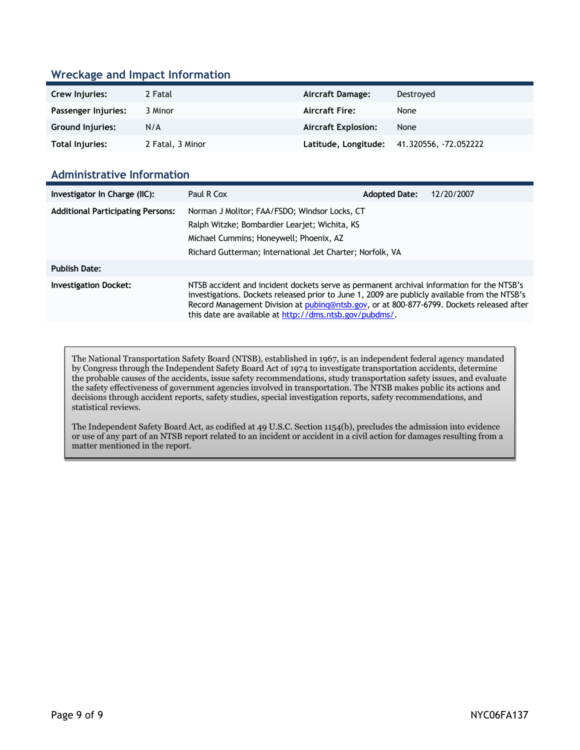## Wreckage and Impact Information

| | | | |
|---|---|---|---|
| **Crew Injuries:** | 2 Fatal | **Aircraft Damage:** | Destroyed |
| **Passenger Injuries:** | 3 Minor | **Aircraft Fire:** | None |
| **Ground Injuries:** | N/A | **Aircraft Explosion:** | None |
| **Total Injuries:** | 2 Fatal, 3 Minor | **Latitude, Longitude:** | 41.320556, -72.052222 |

## Administrative Information

| | | | |
|---|---|---|---|
| **Investigator In Charge (IIC):** | Paul R Cox | **Adopted Date:** | 12/20/2007 |
| **Additional Participating Persons:** | Norman J Molitor; FAA/FSDO; Windsor Locks, CT<br>Ralph Witzke; Bombardier Learjet; Wichita, KS<br>Michael Cummins; Honeywell; Phoenix, AZ<br>Richard Gutterman; International Jet Charter; Norfolk, VA | | |
| **Publish Date:** | | | |
| **Investigation Docket:** | NTSB accident and incident dockets serve as permanent archival information for the NTSB's investigations. Dockets released prior to June 1, 2009 are publicly available from the NTSB's Record Management Division at pubinq@ntsb.gov, or at 800-877-6799. Dockets released after this date are available at http://dms.ntsb.gov/pubdms/. | | |

The National Transportation Safety Board (NTSB), established in 1967, is an independent federal agency mandated by Congress through the Independent Safety Board Act of 1974 to investigate transportation accidents, determine the probable causes of the accidents, issue safety recommendations, study transportation safety issues, and evaluate the safety effectiveness of government agencies involved in transportation. The NTSB makes public its actions and decisions through accident reports, safety studies, special investigation reports, safety recommendations, and statistical reviews.

The Independent Safety Board Act, as codified at 49 U.S.C. Section 1154(b), precludes the admission into evidence or use of any part of an NTSB report related to an incident or accident in a civil action for damages resulting from a matter mentioned in the report.